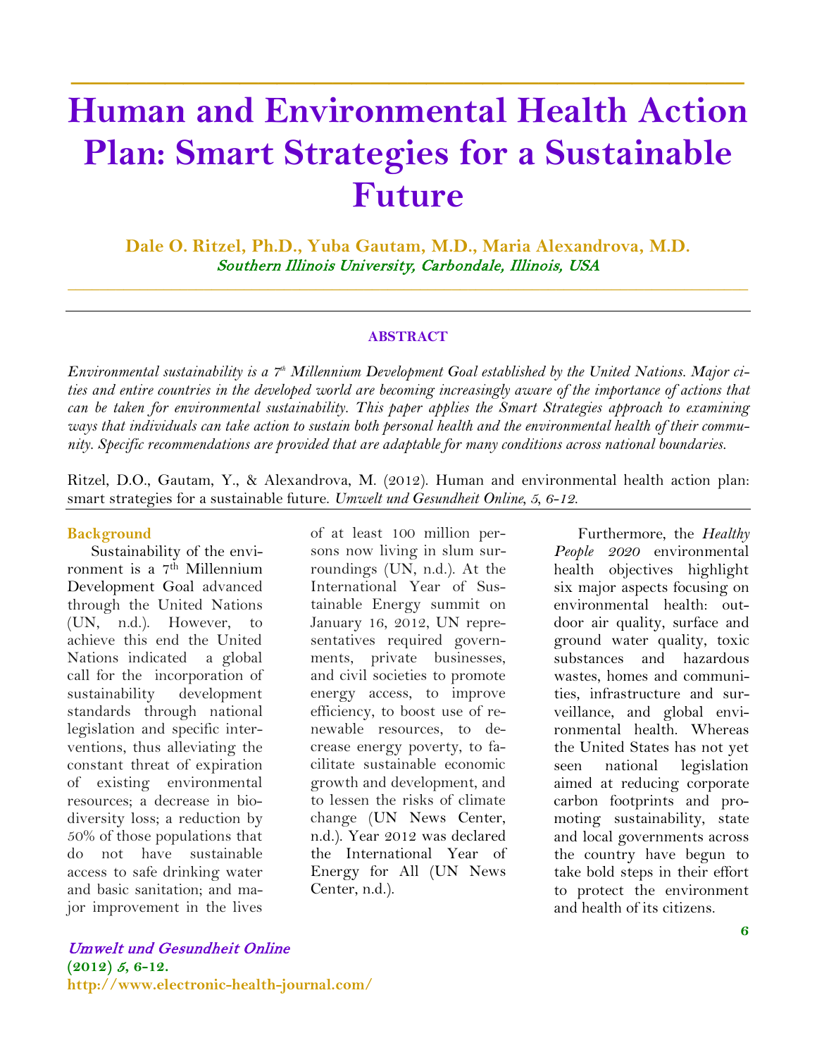# Human and Environmental Health Action Plan: Smart Strategies for a Sustainable Future

**Dale O. Ritzel, Ph.D., Yuba Gautam, M.D., Maria Alexandrova, M.D.**
*Southern Illinois University, Carbondale, Illinois, USA*

## ABSTRACT

*Environmental sustainability is a 7th Millennium Development Goal established by the United Nations. Major cities and entire countries in the developed world are becoming increasingly aware of the importance of actions that can be taken for environmental sustainability. This paper applies the Smart Strategies approach to examining ways that individuals can take action to sustain both personal health and the environmental health of their community. Specific recommendations are provided that are adaptable for many conditions across national boundaries.*

Ritzel, D.O., Gautam, Y., & Alexandrova, M. (2012). Human and environmental health action plan: smart strategies for a sustainable future. *Umwelt und Gesundheit Online, 5, 6-12.*

## Background

Sustainability of the environment is a 7th Millennium Development Goal advanced through the United Nations (UN, n.d.). However, to achieve this end the United Nations indicated a global call for the incorporation of sustainability development standards through national legislation and specific interventions, thus alleviating the constant threat of expiration of existing environmental resources; a decrease in biodiversity loss; a reduction by 50% of those populations that do not have sustainable access to safe drinking water and basic sanitation; and major improvement in the lives of at least 100 million persons now living in slum surroundings (UN, n.d.). At the International Year of Sustainable Energy summit on January 16, 2012, UN representatives required governments, private businesses, and civil societies to promote energy access, to improve efficiency, to boost use of renewable resources, to decrease energy poverty, to facilitate sustainable economic growth and development, and to lessen the risks of climate change (UN News Center, n.d.). Year 2012 was declared the International Year of Energy for All (UN News Center, n.d.).

Furthermore, the *Healthy People 2020* environmental health objectives highlight six major aspects focusing on environmental health: outdoor air quality, surface and ground water quality, toxic substances and hazardous wastes, homes and communities, infrastructure and surveillance, and global environmental health. Whereas the United States has not yet seen national legislation aimed at reducing corporate carbon footprints and promoting sustainability, state and local governments across the country have begun to take bold steps in their effort to protect the environment and health of its citizens.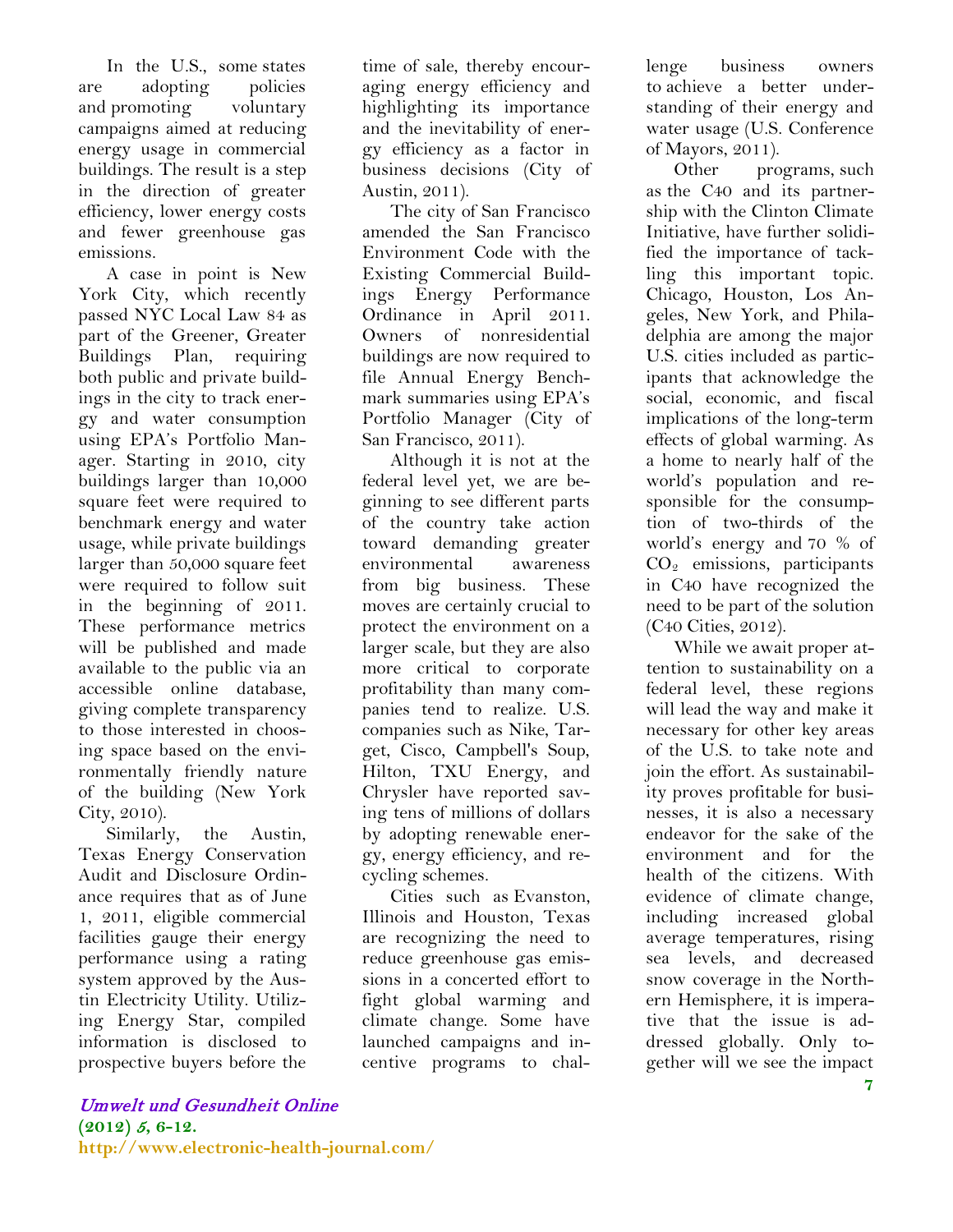In the U.S., some states are adopting policies and promoting voluntary campaigns aimed at reducing energy usage in commercial buildings. The result is a step in the direction of greater efficiency, lower energy costs and fewer greenhouse gas emissions.

A case in point is New York City, which recently passed NYC Local Law 84 as part of the Greener, Greater Buildings Plan, requiring both public and private buildings in the city to track energy and water consumption using EPA's Portfolio Manager. Starting in 2010, city buildings larger than 10,000 square feet were required to benchmark energy and water usage, while private buildings larger than 50,000 square feet were required to follow suit in the beginning of 2011. These performance metrics will be published and made available to the public via an accessible online database, giving complete transparency to those interested in choosing space based on the environmentally friendly nature of the building (New York City, 2010).

Similarly, the Austin, Texas Energy Conservation Audit and Disclosure Ordinance requires that as of June 1, 2011, eligible commercial facilities gauge their energy performance using a rating system approved by the Austin Electricity Utility. Utilizing Energy Star, compiled information is disclosed to prospective buyers before the time of sale, thereby encouraging energy efficiency and highlighting its importance and the inevitability of energy efficiency as a factor in business decisions (City of Austin, 2011).

The city of San Francisco amended the San Francisco Environment Code with the Existing Commercial Buildings Energy Performance Ordinance in April 2011. Owners of nonresidential buildings are now required to file Annual Energy Benchmark summaries using EPA's Portfolio Manager (City of San Francisco, 2011).

Although it is not at the federal level yet, we are beginning to see different parts of the country take action toward demanding greater environmental awareness from big business. These moves are certainly crucial to protect the environment on a larger scale, but they are also more critical to corporate profitability than many companies tend to realize. U.S. companies such as Nike, Target, Cisco, Campbell's Soup, Hilton, TXU Energy, and Chrysler have reported saving tens of millions of dollars by adopting renewable energy, energy efficiency, and recycling schemes.

Cities such as Evanston, Illinois and Houston, Texas are recognizing the need to reduce greenhouse gas emissions in a concerted effort to fight global warming and climate change. Some have launched campaigns and incentive programs to challenge business owners to achieve a better understanding of their energy and water usage (U.S. Conference of Mayors, 2011).

Other programs, such as the C40 and its partnership with the Clinton Climate Initiative, have further solidified the importance of tackling this important topic. Chicago, Houston, Los Angeles, New York, and Philadelphia are among the major U.S. cities included as participants that acknowledge the social, economic, and fiscal implications of the long-term effects of global warming. As a home to nearly half of the world's population and responsible for the consumption of two-thirds of the world's energy and 70 % of $CO_2$ emissions, participants in C40 have recognized the need to be part of the solution (C40 Cities, 2012).

While we await proper attention to sustainability on a federal level, these regions will lead the way and make it necessary for other key areas of the U.S. to take note and join the effort. As sustainability proves profitable for businesses, it is also a necessary endeavor for the sake of the environment and for the health of the citizens. With evidence of climate change, including increased global average temperatures, rising sea levels, and decreased snow coverage in the Northern Hemisphere, it is imperative that the issue is addressed globally. Only together will we see the impact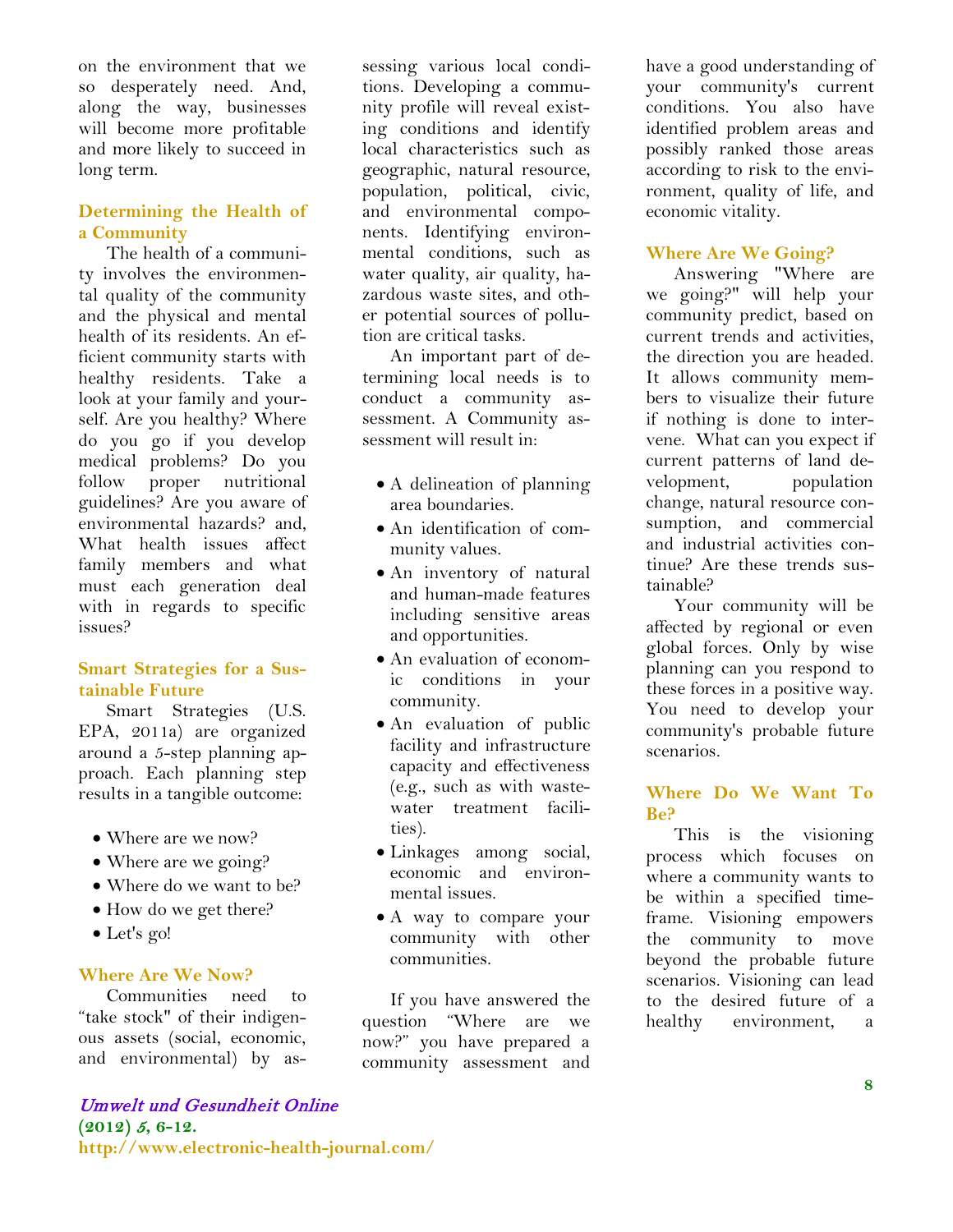on the environment that we so desperately need. And, along the way, businesses will become more profitable and more likely to succeed in long term.

### Determining the Health of a Community

The health of a community involves the environmental quality of the community and the physical and mental health of its residents. An efficient community starts with healthy residents. Take a look at your family and yourself. Are you healthy? Where do you go if you develop medical problems? Do you follow proper nutritional guidelines? Are you aware of environmental hazards? and, What health issues affect family members and what must each generation deal with in regards to specific issues?

### Smart Strategies for a Sustainable Future

Smart Strategies (U.S. EPA, 2011a) are organized around a 5-step planning approach. Each planning step results in a tangible outcome:

- Where are we now?
- Where are we going?
- Where do we want to be?
- How do we get there?
- Let's go!

### Where Are We Now?

Communities need to "take stock" of their indigenous assets (social, economic, and environmental) by assessing various local conditions. Developing a community profile will reveal existing conditions and identify local characteristics such as geographic, natural resource, population, political, civic, and environmental components. Identifying environmental conditions, such as water quality, air quality, hazardous waste sites, and other potential sources of pollution are critical tasks.

An important part of determining local needs is to conduct a community assessment. A Community assessment will result in:

- A delineation of planning area boundaries.
- An identification of community values.
- An inventory of natural and human-made features including sensitive areas and opportunities.
- An evaluation of economic conditions in your community.
- An evaluation of public facility and infrastructure capacity and effectiveness (e.g., such as with wastewater treatment facilities).
- Linkages among social, economic and environmental issues.
- A way to compare your community with other communities.

If you have answered the question "Where are we now?" you have prepared a community assessment and have a good understanding of your community's current conditions. You also have identified problem areas and possibly ranked those areas according to risk to the environment, quality of life, and economic vitality.

### Where Are We Going?

Answering "Where are we going?" will help your community predict, based on current trends and activities, the direction you are headed. It allows community members to visualize their future if nothing is done to intervene. What can you expect if current patterns of land development, population change, natural resource consumption, and commercial and industrial activities continue? Are these trends sustainable?

Your community will be affected by regional or even global forces. Only by wise planning can you respond to these forces in a positive way. You need to develop your community's probable future scenarios.

### Where Do We Want To Be?

This is the visioning process which focuses on where a community wants to be within a specified timeframe. Visioning empowers the community to move beyond the probable future scenarios. Visioning can lead to the desired future of a healthy environment, a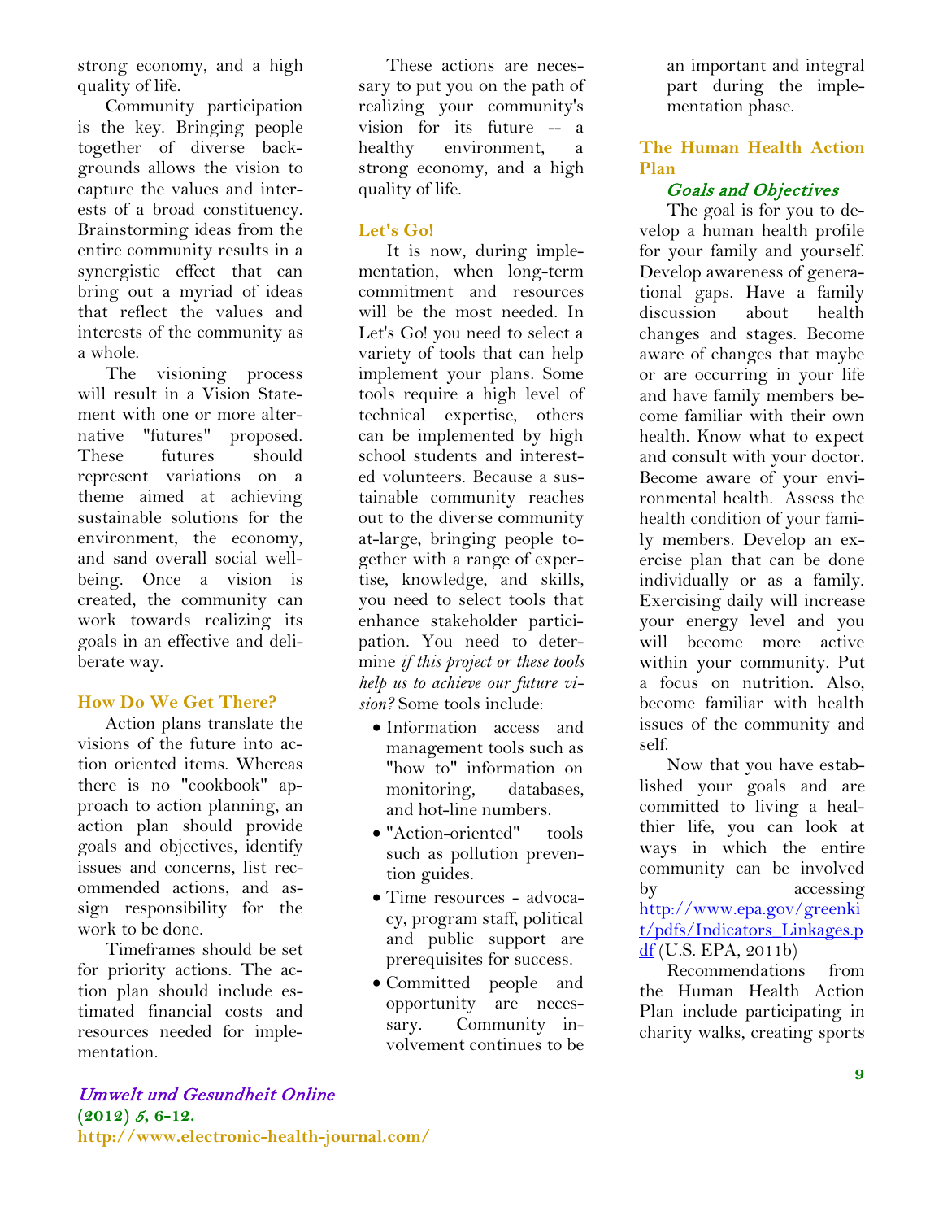strong economy, and a high quality of life.

Community participation is the key. Bringing people together of diverse backgrounds allows the vision to capture the values and interests of a broad constituency. Brainstorming ideas from the entire community results in a synergistic effect that can bring out a myriad of ideas that reflect the values and interests of the community as a whole.

The visioning process will result in a Vision Statement with one or more alternative "futures" proposed. These futures should represent variations on a theme aimed at achieving sustainable solutions for the environment, the economy, and sand overall social wellbeing. Once a vision is created, the community can work towards realizing its goals in an effective and deliberate way.

### How Do We Get There?

Action plans translate the visions of the future into action oriented items. Whereas there is no "cookbook" approach to action planning, an action plan should provide goals and objectives, identify issues and concerns, list recommended actions, and assign responsibility for the work to be done.

Timeframes should be set for priority actions. The action plan should include estimated financial costs and resources needed for implementation.

These actions are necessary to put you on the path of realizing your community's vision for its future -- a healthy environment, a strong economy, and a high quality of life.

### Let's Go!

It is now, during implementation, when long-term commitment and resources will be the most needed. In Let's Go! you need to select a variety of tools that can help implement your plans. Some tools require a high level of technical expertise, others can be implemented by high school students and interested volunteers. Because a sustainable community reaches out to the diverse community at-large, bringing people together with a range of expertise, knowledge, and skills, you need to select tools that enhance stakeholder participation. You need to determine *if this project or these tools help us to achieve our future vision?* Some tools include:

- Information access and management tools such as "how to" information on monitoring, databases, and hot-line numbers.
- "Action-oriented" tools such as pollution prevention guides.
- Time resources - advocacy, program staff, political and public support are prerequisites for success.
- Committed people and opportunity are necessary. Community involvement continues to be an important and integral part during the implementation phase.

### The Human Health Action Plan

#### *Goals and Objectives*

The goal is for you to develop a human health profile for your family and yourself. Develop awareness of generational gaps. Have a family discussion about health changes and stages. Become aware of changes that maybe or are occurring in your life and have family members become familiar with their own health. Know what to expect and consult with your doctor. Become aware of your environmental health. Assess the health condition of your family members. Develop an exercise plan that can be done individually or as a family. Exercising daily will increase your energy level and you will become more active within your community. Put a focus on nutrition. Also, become familiar with health issues of the community and self.

Now that you have established your goals and are committed to living a healthier life, you can look at ways in which the entire community can be involved by accessing http://www.epa.gov/greenkit/pdfs/Indicators_Linkages.pdf (U.S. EPA, 2011b)

Recommendations from the Human Health Action Plan include participating in charity walks, creating sports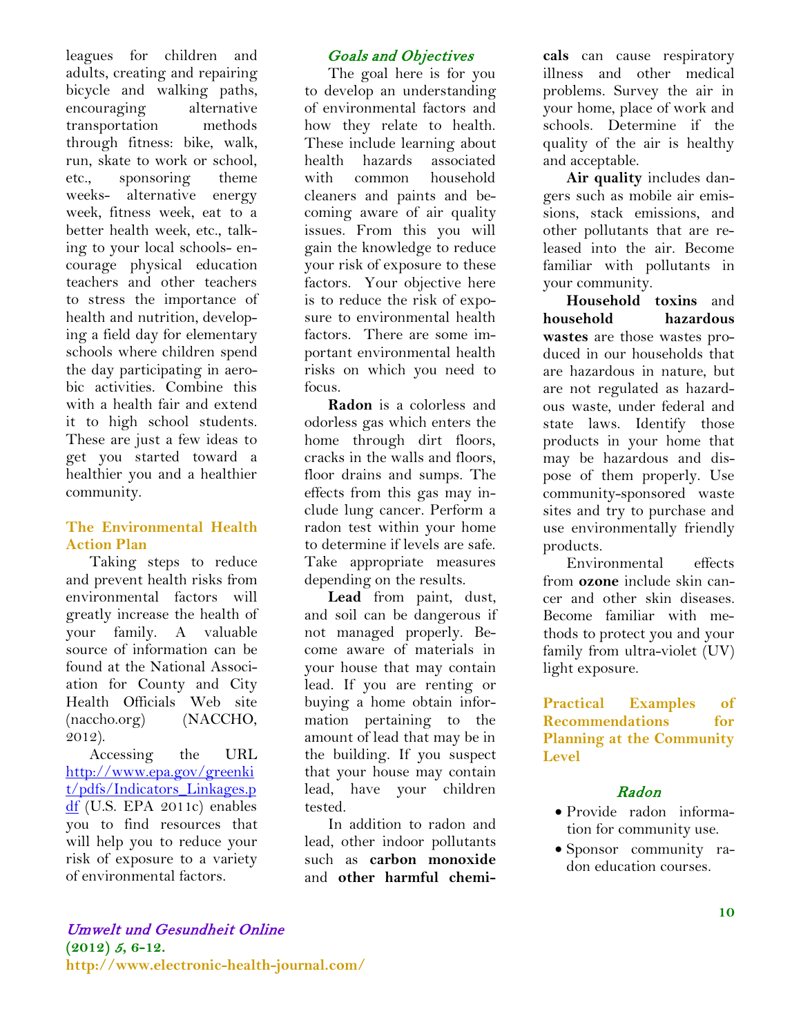leagues for children and adults, creating and repairing bicycle and walking paths, encouraging alternative transportation methods through fitness: bike, walk, run, skate to work or school, etc., sponsoring theme weeks- alternative energy week, fitness week, eat to a better health week, etc., talking to your local schools- encourage physical education teachers and other teachers to stress the importance of health and nutrition, developing a field day for elementary schools where children spend the day participating in aerobic activities. Combine this with a health fair and extend it to high school students. These are just a few ideas to get you started toward a healthier you and a healthier community.

## The Environmental Health Action Plan

Taking steps to reduce and prevent health risks from environmental factors will greatly increase the health of your family. A valuable source of information can be found at the National Association for County and City Health Officials Web site (naccho.org) (NACCHO, 2012).

Accessing the URL [http://www.epa.gov/greenkit/pdfs/Indicators_Linkages.pdf](http://www.epa.gov/greenkit/pdfs/Indicators_Linkages.pdf) (U.S. EPA 2011c) enables you to find resources that will help you to reduce your risk of exposure to a variety of environmental factors.

### *Goals and Objectives*

The goal here is for you to develop an understanding of environmental factors and how they relate to health. These include learning about health hazards associated with common household cleaners and paints and becoming aware of air quality issues. From this you will gain the knowledge to reduce your risk of exposure to these factors. Your objective here is to reduce the risk of exposure to environmental health factors. There are some important environmental health risks on which you need to focus.

**Radon** is a colorless and odorless gas which enters the home through dirt floors, cracks in the walls and floors, floor drains and sumps. The effects from this gas may include lung cancer. Perform a radon test within your home to determine if levels are safe. Take appropriate measures depending on the results.

**Lead** from paint, dust, and soil can be dangerous if not managed properly. Become aware of materials in your house that may contain lead. If you are renting or buying a home obtain information pertaining to the amount of lead that may be in the building. If you suspect that your house may contain lead, have your children tested.

In addition to radon and lead, other indoor pollutants such as **carbon monoxide** and **other harmful chemicals** can cause respiratory illness and other medical problems. Survey the air in your home, place of work and schools. Determine if the quality of the air is healthy and acceptable.

**Air quality** includes dangers such as mobile air emissions, stack emissions, and other pollutants that are released into the air. Become familiar with pollutants in your community.

**Household toxins** and **household hazardous wastes** are those wastes produced in our households that are hazardous in nature, but are not regulated as hazardous waste, under federal and state laws. Identify those products in your home that may be hazardous and dispose of them properly. Use community-sponsored waste sites and try to purchase and use environmentally friendly products.

Environmental effects from **ozone** include skin cancer and other skin diseases. Become familiar with methods to protect you and your family from ultra-violet (UV) light exposure.

## Practical Examples of Recommendations for Planning at the Community Level

### *Radon*

- Provide radon information for community use.
- Sponsor community radon education courses.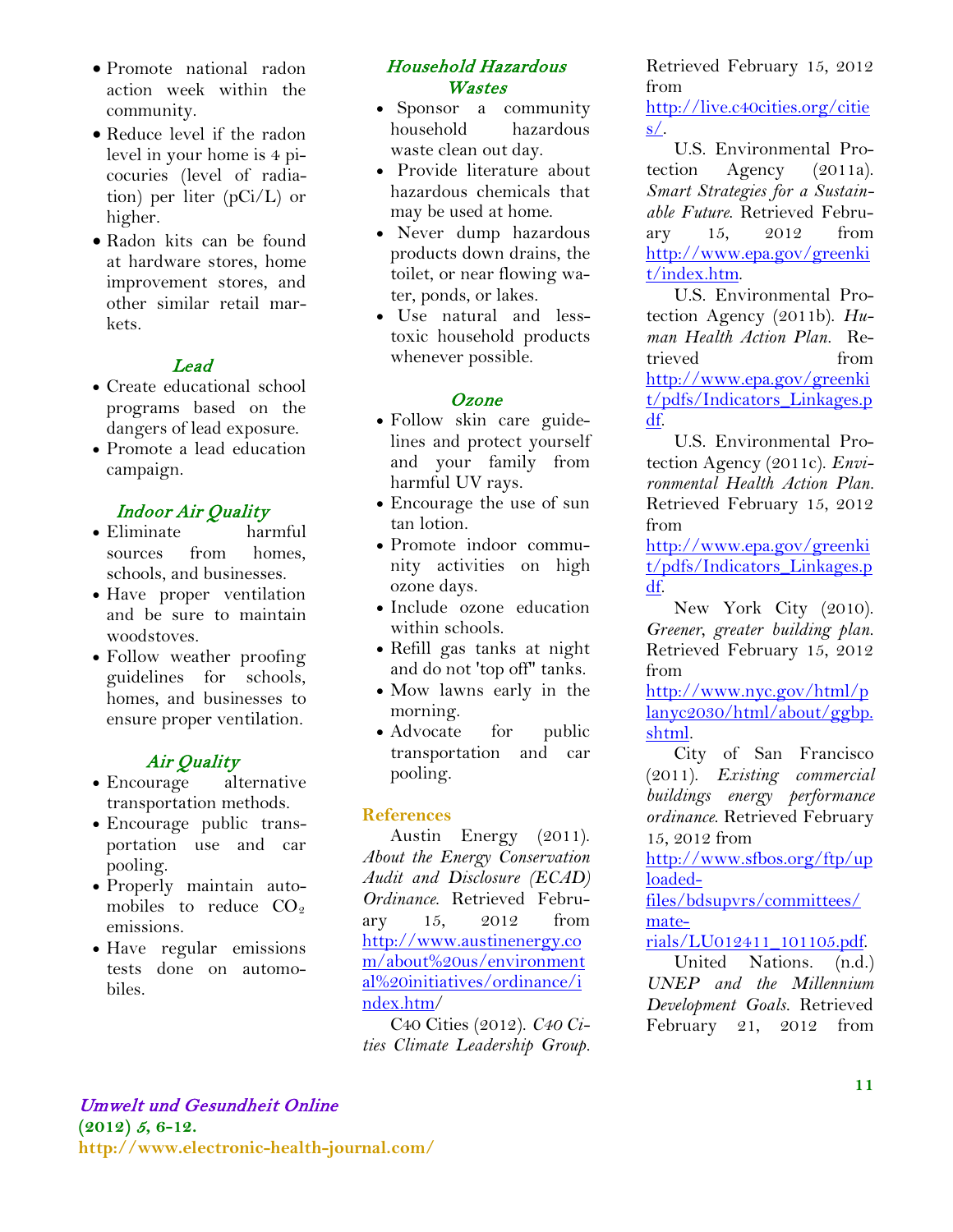- Promote national radon action week within the community.
- Reduce level if the radon level in your home is 4 picocuries (level of radiation) per liter (pCi/L) or higher.
- Radon kits can be found at hardware stores, home improvement stores, and other similar retail markets.

### *Lead*

- Create educational school programs based on the dangers of lead exposure.
- Promote a lead education campaign.

### *Indoor Air Quality*

- Eliminate harmful sources from homes, schools, and businesses.
- Have proper ventilation and be sure to maintain woodstoves.
- Follow weather proofing guidelines for schools, homes, and businesses to ensure proper ventilation.

### *Air Quality*

- Encourage alternative transportation methods.
- Encourage public transportation use and car pooling.
- Properly maintain automobiles to reduce $CO_2$ emissions.
- Have regular emissions tests done on automobiles.

### *Household Hazardous Wastes*

- Sponsor a community household hazardous waste clean out day.
- Provide literature about hazardous chemicals that may be used at home.
- Never dump hazardous products down drains, the toilet, or near flowing water, ponds, or lakes.
- Use natural and less-toxic household products whenever possible.

### *Ozone*

- Follow skin care guidelines and protect yourself and your family from harmful UV rays.
- Encourage the use of sun tan lotion.
- Promote indoor community activities on high ozone days.
- Include ozone education within schools.
- Refill gas tanks at night and do not 'top off" tanks.
- Mow lawns early in the morning.
- Advocate for public transportation and car pooling.

## References

Austin Energy (2011). *About the Energy Conservation Audit and Disclosure (ECAD) Ordinance*. Retrieved February 15, 2012 from http://www.austinenergy.com/about%20us/environmental%20initiatives/ordinance/index.htm/

C40 Cities (2012). *C40 Cities Climate Leadership Group*. Retrieved February 15, 2012 from http://live.c40cities.org/cities/.

U.S. Environmental Protection Agency (2011a). *Smart Strategies for a Sustainable Future*. Retrieved February 15, 2012 from http://www.epa.gov/greenkit/index.htm.

U.S. Environmental Protection Agency (2011b). *Human Health Action Plan*. Retrieved from http://www.epa.gov/greenkit/pdfs/Indicators_Linkages.pdf.

U.S. Environmental Protection Agency (2011c). *Environmental Health Action Plan*. Retrieved February 15, 2012 from http://www.epa.gov/greenkit/pdfs/Indicators_Linkages.pdf.

New York City (2010). *Greener, greater building plan*. Retrieved February 15, 2012 from http://www.nyc.gov/html/planyc2030/html/about/ggbp.shtml.

City of San Francisco (2011). *Existing commercial buildings energy performance ordinance*. Retrieved February 15, 2012 from http://www.sfbos.org/ftp/uploaded-files/bdsupvrs/committees/materials/LU012411_101105.pdf.

United Nations. (n.d.) *UNEP and the Millennium Development Goals*. Retrieved February 21, 2012 from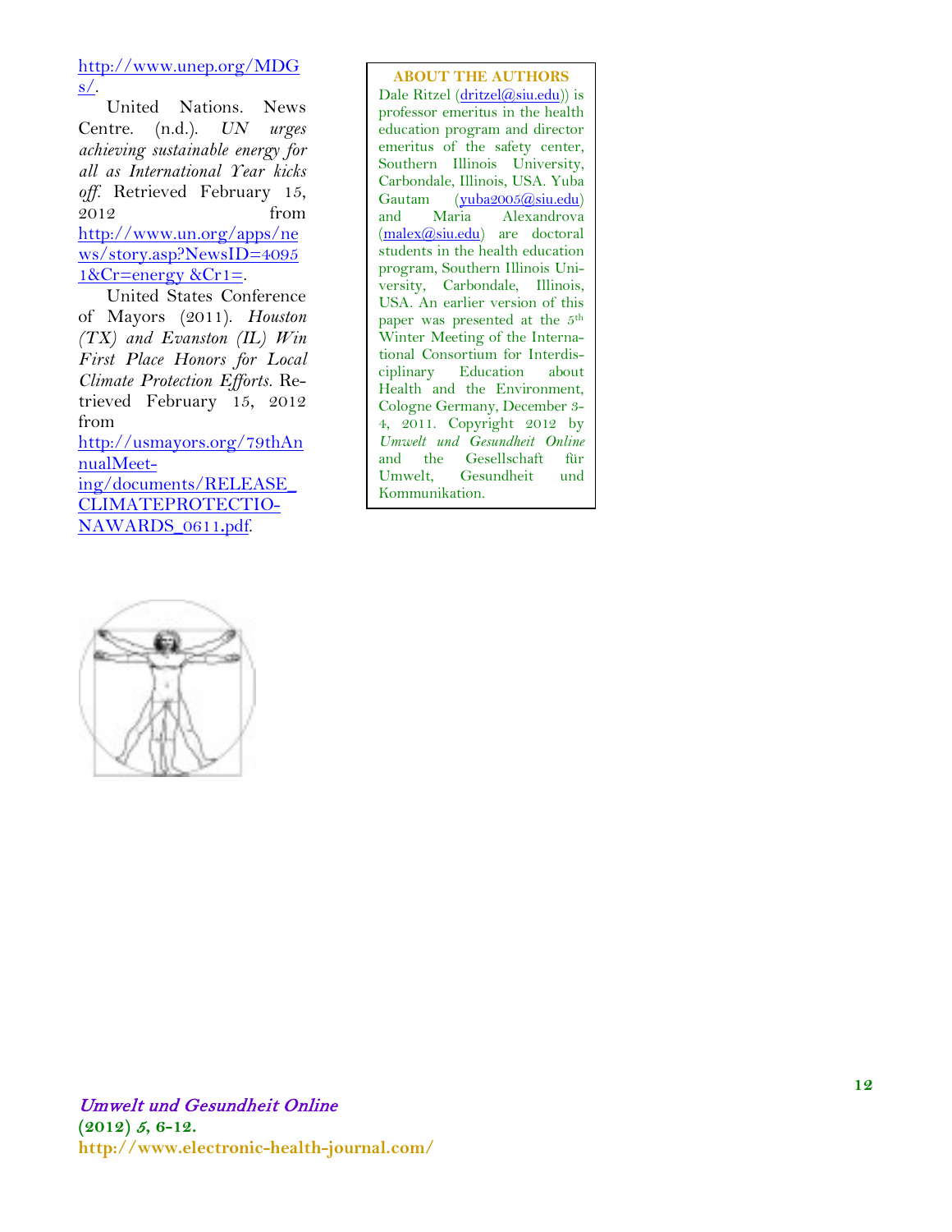http://www.unep.org/MDGs/.

United Nations. News Centre. (n.d.). *UN urges achieving sustainable energy for all as International Year kicks off*. Retrieved February 15, 2012 from http://www.un.org/apps/news/story.asp?NewsID=40951&Cr=energy &Cr1=.

United States Conference of Mayors (2011). *Houston (TX) and Evanston (IL) Win First Place Honors for Local Climate Protection Efforts*. Retrieved February 15, 2012 from http://usmayors.org/79thAnnualMeeting/documents/RELEASE_CLIMATEPROTECTIONAWARDS_0611.pdf.

**ABOUT THE AUTHORS**

Dale Ritzel (dritzel@siu.edu)) is professor emeritus in the health education program and director emeritus of the safety center, Southern Illinois University, Carbondale, Illinois, USA. Yuba Gautam (yuba2005@siu.edu) and Maria Alexandrova (malex@siu.edu) are doctoral students in the health education program, Southern Illinois University, Carbondale, Illinois, USA. An earlier version of this paper was presented at the 5th Winter Meeting of the International Consortium for Interdisciplinary Education about Health and the Environment, Cologne Germany, December 3-4, 2011. Copyright 2012 by *Umwelt und Gesundheit Online* and the Gesellschaft für Umwelt, Gesundheit und Kommunikation.